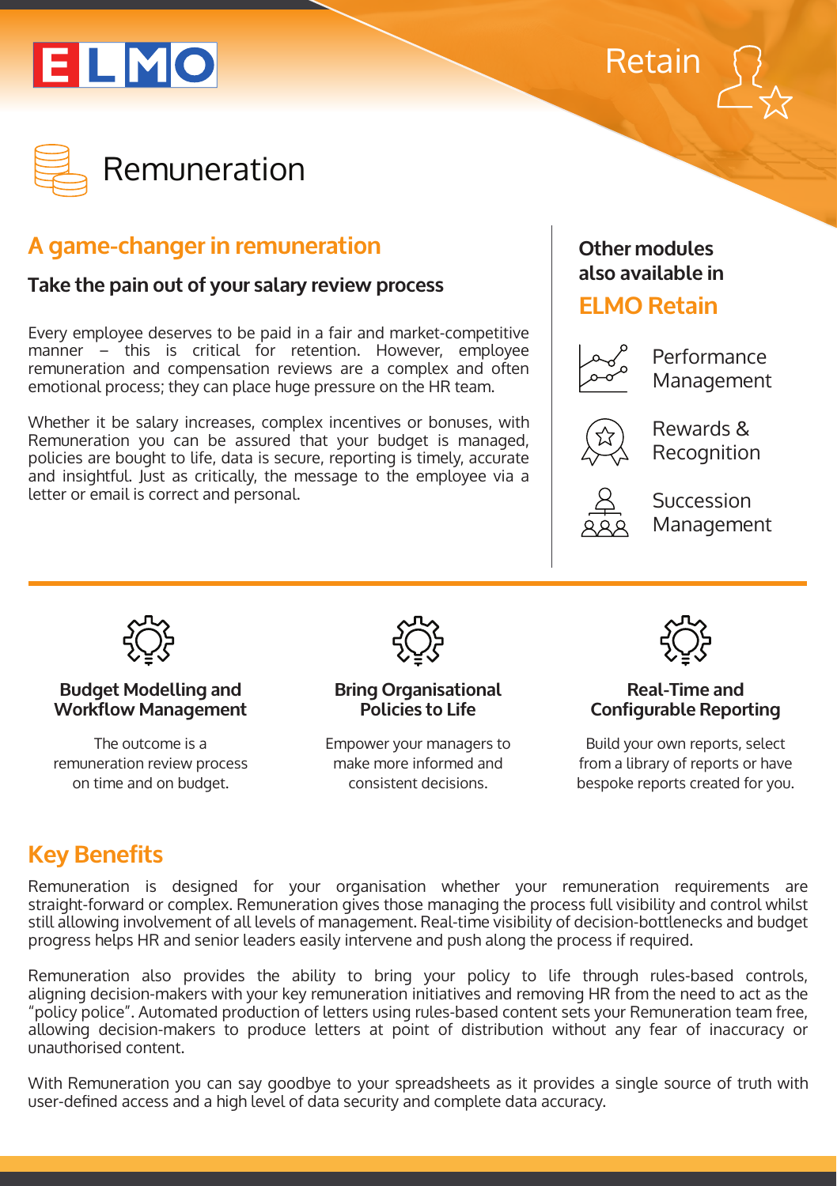ELMO

Retain

# Remuneration

## A game-changer in remuneration

### Take the pain out of your salary review process

Every employee deserves to be paid in a fair and market-competitive manner – this is critical for retention. However, employee remuneration and compensation reviews are a complex and often emotional process; they can place huge pressure on the HR team.

Whether it be salary increases, complex incentives or bonuses, with Remuneration you can be assured that your budget is managed, policies are bought to life, data is secure, reporting is timely, accurate and insightful. Just as critically, the message to the employee via a letter or email is correct and personal.

**Other modules also available in**

**ELMO Retain**

- Performance Management
- Rewards & Recognition
- Succession Management

### Budget Modelling and Workflow Management

The outcome is a remuneration review process on time and on budget.

### Bring Organisational Policies to Life

Empower your managers to make more informed and consistent decisions.

### Real-Time and Configurable Reporting

Build your own reports, select from a library of reports or have bespoke reports created for you.

## Key Benefits

Remuneration is designed for your organisation whether your remuneration requirements are straight-forward or complex. Remuneration gives those managing the process full visibility and control whilst still allowing involvement of all levels of management. Real-time visibility of decision-bottlenecks and budget progress helps HR and senior leaders easily intervene and push along the process if required.

Remuneration also provides the ability to bring your policy to life through rules-based controls, aligning decision-makers with your key remuneration initiatives and removing HR from the need to act as the "policy police". Automated production of letters using rules-based content sets your Remuneration team free, allowing decision-makers to produce letters at point of distribution without any fear of inaccuracy or unauthorised content.

With Remuneration you can say goodbye to your spreadsheets as it provides a single source of truth with user-defined access and a high level of data security and complete data accuracy.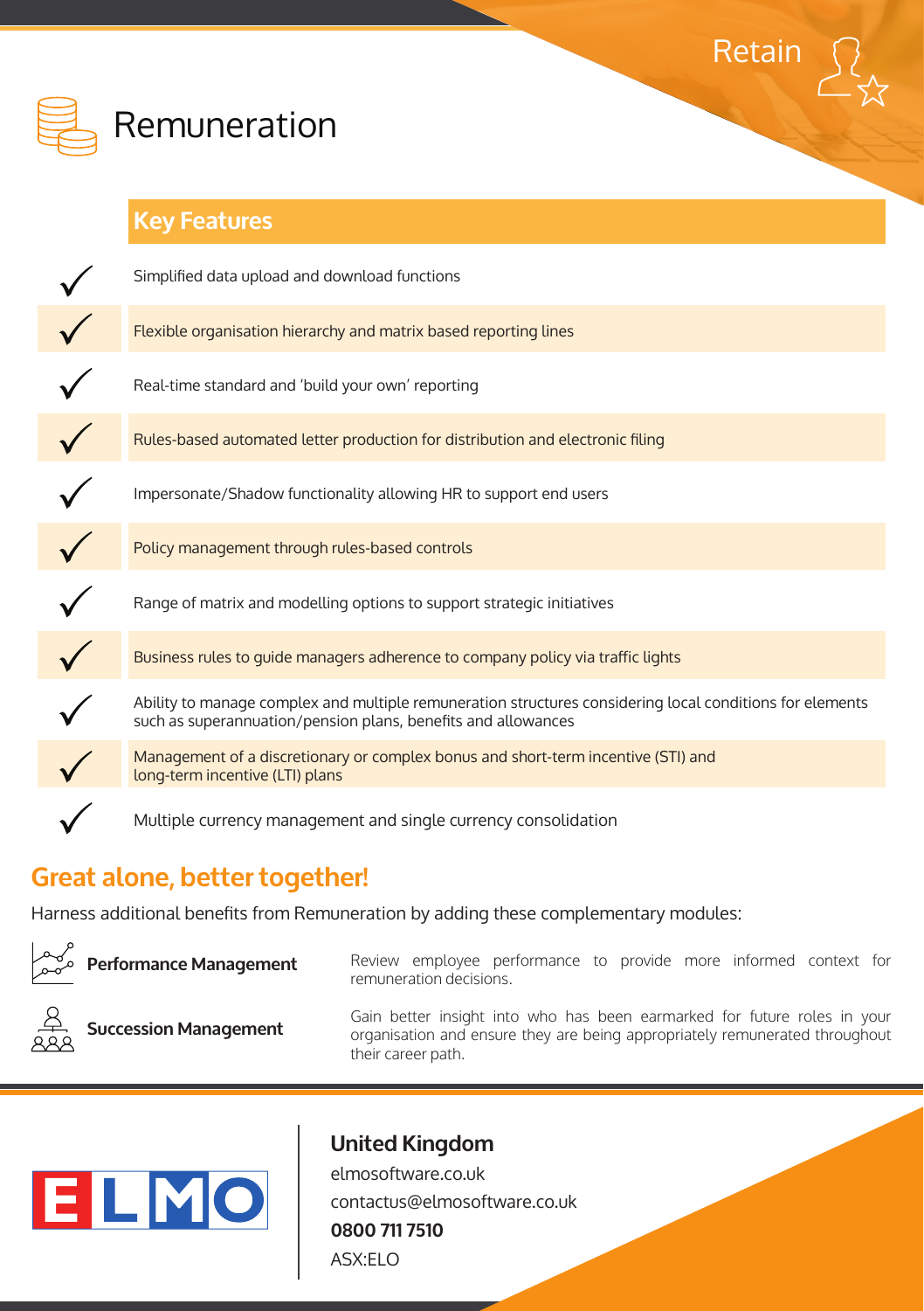Retain

# Remuneration

## Key Features

- ✓ Simplified data upload and download functions
- ✓ Flexible organisation hierarchy and matrix based reporting lines
- ✓ Real-time standard and 'build your own' reporting
- ✓ Rules-based automated letter production for distribution and electronic filing
- ✓ Impersonate/Shadow functionality allowing HR to support end users
- ✓ Policy management through rules-based controls
- ✓ Range of matrix and modelling options to support strategic initiatives
- ✓ Business rules to guide managers adherence to company policy via traffic lights
- ✓ Ability to manage complex and multiple remuneration structures considering local conditions for elements such as superannuation/pension plans, benefits and allowances
- ✓ Management of a discretionary or complex bonus and short-term incentive (STI) and long-term incentive (LTI) plans
- ✓ Multiple currency management and single currency consolidation

## Great alone, better together!

Harness additional benefits from Remuneration by adding these complementary modules:

**Performance Management**
Review employee performance to provide more informed context for remuneration decisions.

**Succession Management**
Gain better insight into who has been earmarked for future roles in your organisation and ensure they are being appropriately remunerated throughout their career path.

ELMO

**United Kingdom**
elmosoftware.co.uk
contactus@elmosoftware.co.uk
**0800 711 7510**
ASX:ELO